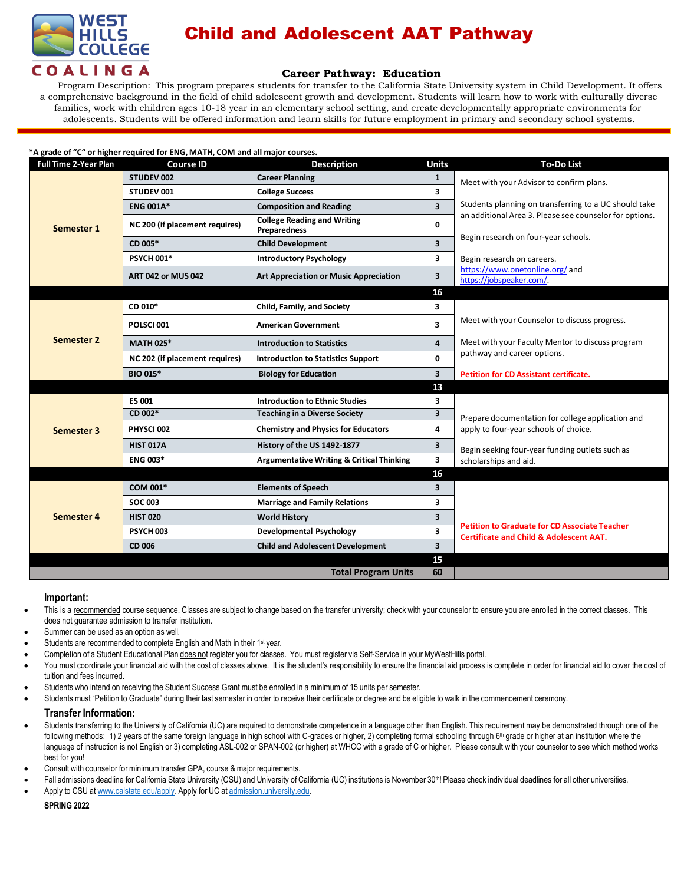# Child and Adolescent AAT Pathway

WEST HILLS COLLEGE COALINGA

## Career Pathway: Education

Program Description: This program prepares students for transfer to the California State University system in Child Development. It offers a comprehensive background in the field of child adolescent growth and development. Students will learn how to work with culturally diverse families, work with children ages 10-18 year in an elementary school setting, and create developmentally appropriate environments for adolescents. Students will be offered information and learn skills for future employment in primary and secondary school systems.

**\*A grade of "C" or higher required for ENG, MATH, COM and all major courses.**

| Full Time 2-Year Plan | Course ID | Description | Units | To-Do List |
|---|---|---|---|---|
| **Semester 1** | STUDEV 002 | Career Planning | 1 | Meet with your Advisor to confirm plans.<br><br>Students planning on transferring to a UC should take an additional Area 3. Please see counselor for options.<br><br>Begin research on four-year schools.<br><br>Begin research on careers. https://www.onetonline.org/ and https://jobspeaker.com/. |
| | STUDEV 001 | College Success | 3 | |
| | ENG 001A* | Composition and Reading | 3 | |
| | NC 200 (if placement requires) | College Reading and Writing Preparedness | 0 | |
| | CD 005* | Child Development | 3 | |
| | PSYCH 001* | Introductory Psychology | 3 | |
| | ART 042 or MUS 042 | Art Appreciation or Music Appreciation | 3 | |
| | | | **16** | |
| **Semester 2** | CD 010* | Child, Family, and Society | 3 | Meet with your Counselor to discuss progress.<br><br>Meet with your Faculty Mentor to discuss program pathway and career options.<br><br>**Petition for CD Assistant certificate.** |
| | POLSCI 001 | American Government | 3 | |
| | MATH 025* | Introduction to Statistics | 4 | |
| | NC 202 (if placement requires) | Introduction to Statistics Support | 0 | |
| | BIO 015* | Biology for Education | 3 | |
| | | | **13** | |
| **Semester 3** | ES 001 | Introduction to Ethnic Studies | 3 | Prepare documentation for college application and apply to four-year schools of choice.<br><br>Begin seeking four-year funding outlets such as scholarships and aid. |
| | CD 002* | Teaching in a Diverse Society | 3 | |
| | PHYSCI 002 | Chemistry and Physics for Educators | 4 | |
| | HIST 017A | History of the US 1492-1877 | 3 | |
| | ENG 003* | Argumentative Writing & Critical Thinking | 3 | |
| | | | **16** | |
| **Semester 4** | COM 001* | Elements of Speech | 3 | **Petition to Graduate for CD Associate Teacher Certificate and Child & Adolescent AAT.** |
| | SOC 003 | Marriage and Family Relations | 3 | |
| | HIST 020 | World History | 3 | |
| | PSYCH 003 | Developmental Psychology | 3 | |
| | CD 006 | Child and Adolescent Development | 3 | |
| | | | **15** | |
| | | **Total Program Units** | **60** | |

### Important:

- This is a recommended course sequence. Classes are subject to change based on the transfer university; check with your counselor to ensure you are enrolled in the correct classes. This does not guarantee admission to transfer institution.
- Summer can be used as an option as well.
- Students are recommended to complete English and Math in their 1st year.
- Completion of a Student Educational Plan does not register you for classes. You must register via Self-Service in your MyWestHills portal.
- You must coordinate your financial aid with the cost of classes above. It is the student's responsibility to ensure the financial aid process is complete in order for financial aid to cover the cost of tuition and fees incurred.
- Students who intend on receiving the Student Success Grant must be enrolled in a minimum of 15 units per semester.
- Students must "Petition to Graduate" during their last semester in order to receive their certificate or degree and be eligible to walk in the commencement ceremony.

### Transfer Information:

- Students transferring to the University of California (UC) are required to demonstrate competence in a language other than English. This requirement may be demonstrated through one of the following methods: 1) 2 years of the same foreign language in high school with C-grades or higher, 2) completing formal schooling through 6th grade or higher at an institution where the language of instruction is not English or 3) completing ASL-002 or SPAN-002 (or higher) at WHCC with a grade of C or higher. Please consult with your counselor to see which method works best for you!
- Consult with counselor for minimum transfer GPA, course & major requirements.
- Fall admissions deadline for California State University (CSU) and University of California (UC) institutions is November 30th! Please check individual deadlines for all other universities.
- Apply to CSU at www.calstate.edu/apply. Apply for UC at admission.university.edu.

**SPRING 2022**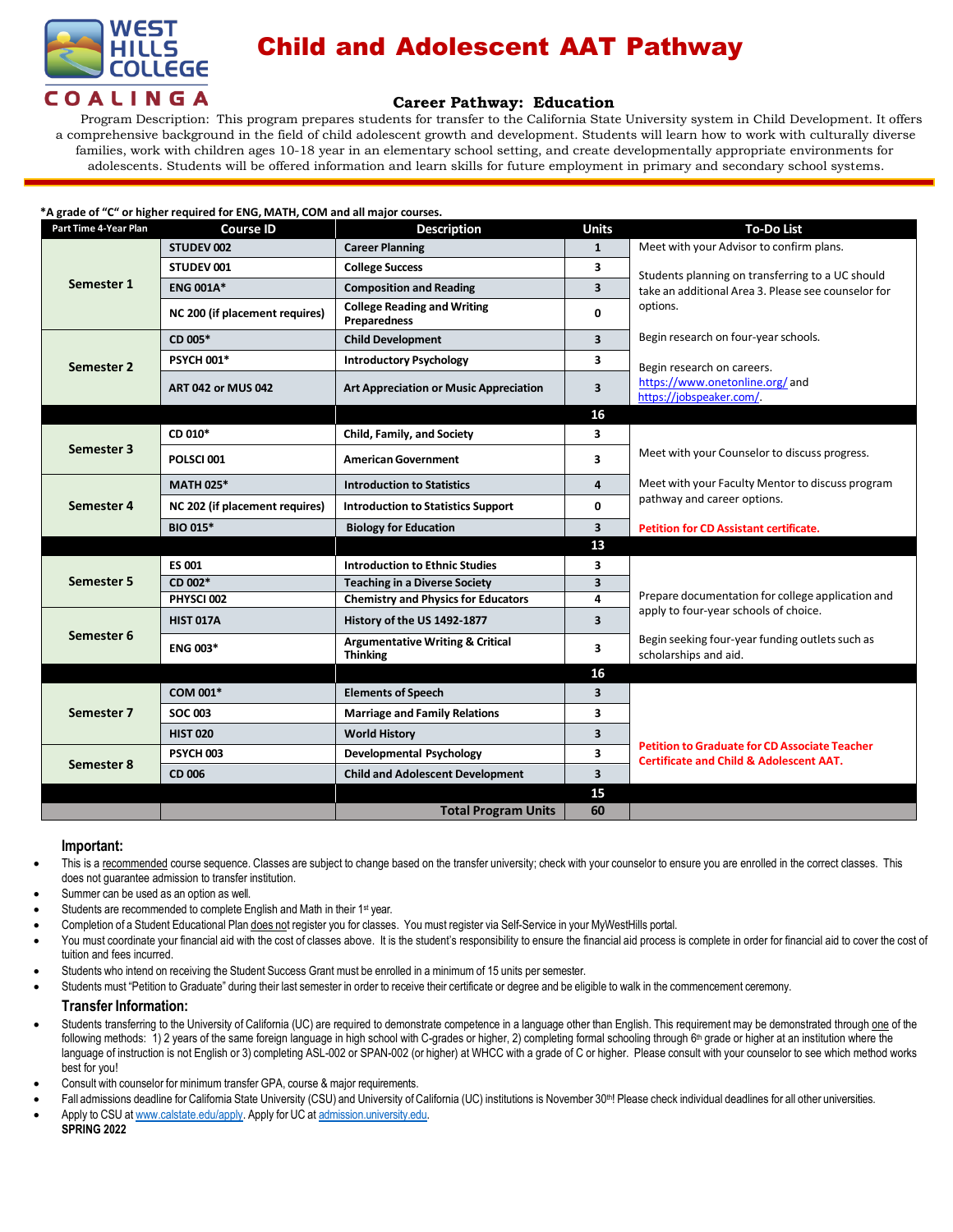# Child and Adolescent AAT Pathway

WEST HILLS COLLEGE COALINGA

## Career Pathway: Education

Program Description: This program prepares students for transfer to the California State University system in Child Development. It offers a comprehensive background in the field of child adolescent growth and development. Students will learn how to work with culturally diverse families, work with children ages 10-18 year in an elementary school setting, and create developmentally appropriate environments for adolescents. Students will be offered information and learn skills for future employment in primary and secondary school systems.

*A grade of "C" or higher required for ENG, MATH, COM and all major courses.

| Part Time 4-Year Plan | Course ID | Description | Units | To-Do List |
|---|---|---|---|---|
| Semester 1 | STUDEV 002 | Career Planning | 1 | Meet with your Advisor to confirm plans. |
| | STUDEV 001 | College Success | 3 | Students planning on transferring to a UC should take an additional Area 3. Please see counselor for options. |
| | ENG 001A* | Composition and Reading | 3 | |
| | NC 200 (if placement requires) | College Reading and Writing Preparedness | 0 | |
| Semester 2 | CD 005* | Child Development | 3 | Begin research on four-year schools. |
| | PSYCH 001* | Introductory Psychology | 3 | Begin research on careers. https://www.onetonline.org/ and https://jobspeaker.com/. |
| | ART 042 or MUS 042 | Art Appreciation or Music Appreciation | 3 | |
| | | | 16 | |
| Semester 3 | CD 010* | Child, Family, and Society | 3 | Meet with your Counselor to discuss progress. |
| | POLSCI 001 | American Government | 3 | |
| Semester 4 | MATH 025* | Introduction to Statistics | 4 | Meet with your Faculty Mentor to discuss program pathway and career options. |
| | NC 202 (if placement requires) | Introduction to Statistics Support | 0 | |
| | BIO 015* | Biology for Education | 3 | **Petition for CD Assistant certificate.** |
| | | | 13 | |
| Semester 5 | ES 001 | Introduction to Ethnic Studies | 3 | Prepare documentation for college application and apply to four-year schools of choice. |
| | CD 002* | Teaching in a Diverse Society | 3 | |
| | PHYSCI 002 | Chemistry and Physics for Educators | 4 | |
| Semester 6 | HIST 017A | History of the US 1492-1877 | 3 | Begin seeking four-year funding outlets such as scholarships and aid. |
| | ENG 003* | Argumentative Writing & Critical Thinking | 3 | |
| | | | 16 | |
| Semester 7 | COM 001* | Elements of Speech | 3 | **Petition to Graduate for CD Associate Teacher Certificate and Child & Adolescent AAT.** |
| | SOC 003 | Marriage and Family Relations | 3 | |
| | HIST 020 | World History | 3 | |
| Semester 8 | PSYCH 003 | Developmental Psychology | 3 | |
| | CD 006 | Child and Adolescent Development | 3 | |
| | | | 15 | |
| | | **Total Program Units** | **60** | |

### Important:

- This is a recommended course sequence. Classes are subject to change based on the transfer university; check with your counselor to ensure you are enrolled in the correct classes. This does not guarantee admission to transfer institution.
- Summer can be used as an option as well.
- Students are recommended to complete English and Math in their 1st year.
- Completion of a Student Educational Plan does not register you for classes. You must register via Self-Service in your MyWestHills portal.
- You must coordinate your financial aid with the cost of classes above. It is the student's responsibility to ensure the financial aid process is complete in order for financial aid to cover the cost of tuition and fees incurred.
- Students who intend on receiving the Student Success Grant must be enrolled in a minimum of 15 units per semester.
- Students must "Petition to Graduate" during their last semester in order to receive their certificate or degree and be eligible to walk in the commencement ceremony.

### Transfer Information:

- Students transferring to the University of California (UC) are required to demonstrate competence in a language other than English. This requirement may be demonstrated through one of the following methods: 1) 2 years of the same foreign language in high school with C-grades or higher, 2) completing formal schooling through 6th grade or higher at an institution where the language of instruction is not English or 3) completing ASL-002 or SPAN-002 (or higher) at WHCC with a grade of C or higher. Please consult with your counselor to see which method works best for you!
- Consult with counselor for minimum transfer GPA, course & major requirements.
- Fall admissions deadline for California State University (CSU) and University of California (UC) institutions is November 30th! Please check individual deadlines for all other universities.
- Apply to CSU at www.calstate.edu/apply. Apply for UC at admission.university.edu.

**SPRING 2022**